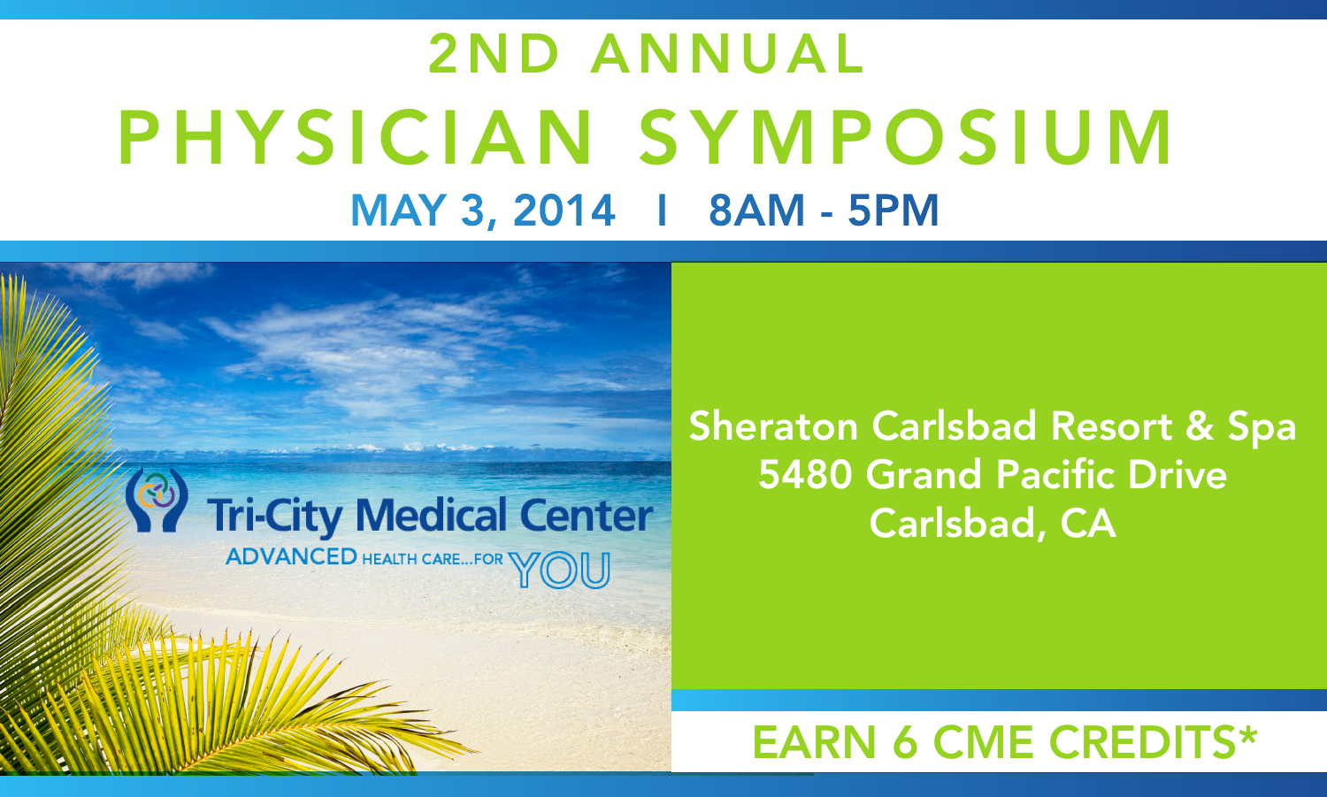# 2ND ANNUAL

# PHYSICIAN SYMPOSIUM

## MAY 3, 2014 I 8AM - 5PM

Tri-City Medical Center

ADVANCED HEALTH CARE...FOR YOU

Sheraton Carlsbad Resort & Spa
5480 Grand Pacific Drive
Carlsbad, CA

**EARN 6 CME CREDITS***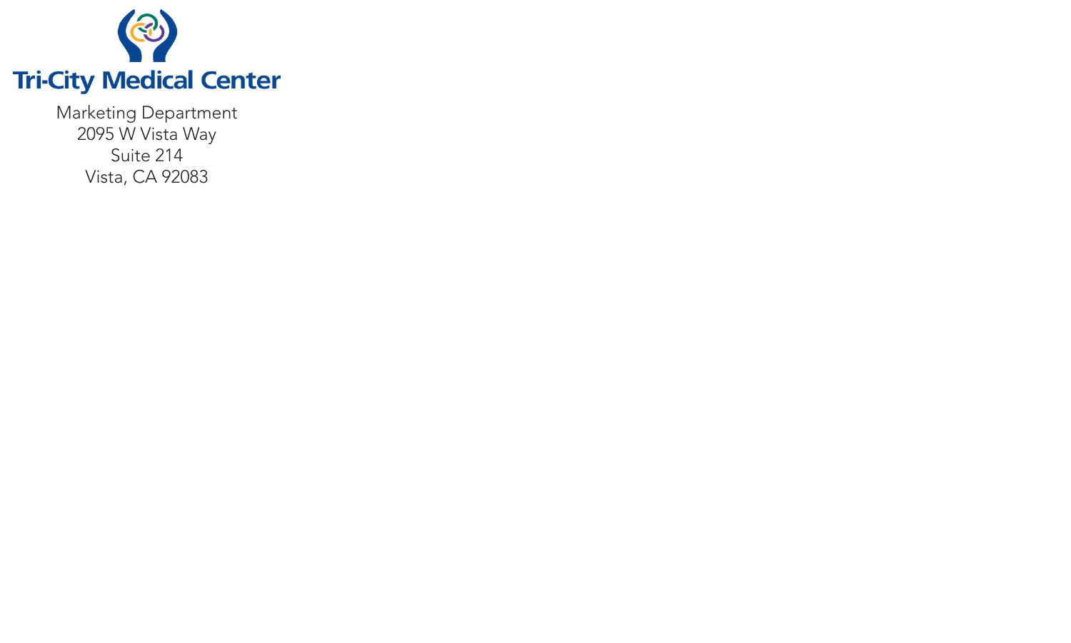**Tri-City Medical Center**

Marketing Department
2095 W Vista Way
Suite 214
Vista, CA 92083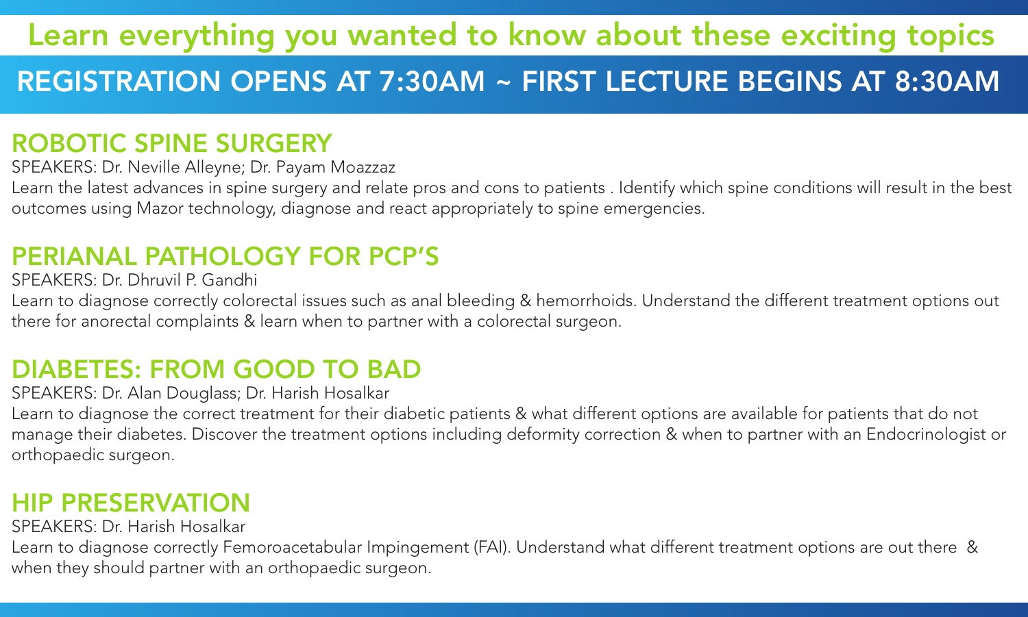## Learn everything you wanted to know about these exciting topics

## REGISTRATION OPENS AT 7:30AM ~ FIRST LECTURE BEGINS AT 8:30AM

### ROBOTIC SPINE SURGERY

SPEAKERS: Dr. Neville Alleyne; Dr. Payam Moazzaz

Learn the latest advances in spine surgery and relate pros and cons to patients . Identify which spine conditions will result in the best outcomes using Mazor technology, diagnose and react appropriately to spine emergencies.

### PERIANAL PATHOLOGY FOR PCP'S

SPEAKERS: Dr. Dhruvil P. Gandhi

Learn to diagnose correctly colorectal issues such as anal bleeding & hemorrhoids. Understand the different treatment options out there for anorectal complaints & learn when to partner with a colorectal surgeon.

### DIABETES: FROM GOOD TO BAD

SPEAKERS: Dr. Alan Douglass; Dr. Harish Hosalkar

Learn to diagnose the correct treatment for their diabetic patients & what different options are available for patients that do not manage their diabetes. Discover the treatment options including deformity correction & when to partner with an Endocrinologist or orthopaedic surgeon.

### HIP PRESERVATION

SPEAKERS: Dr. Harish Hosalkar

Learn to diagnose correctly Femoroacetabular Impingement (FAI). Understand what different treatment options are out there & when they should partner with an orthopaedic surgeon.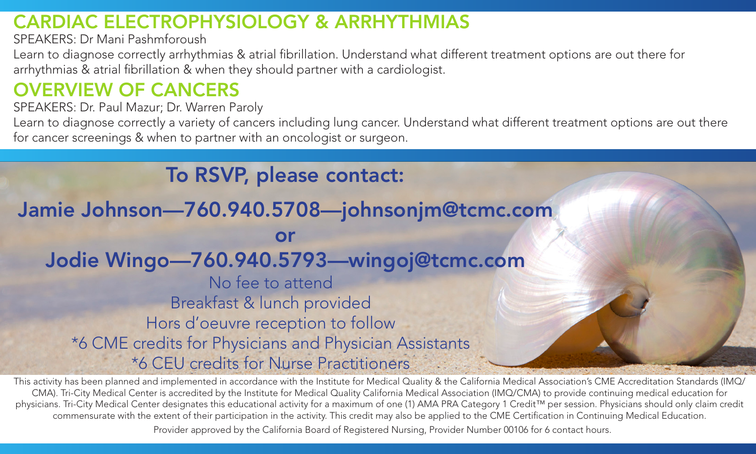## CARDIAC ELECTROPHYSIOLOGY & ARRHYTHMIAS

SPEAKERS: Dr Mani Pashmforoush

Learn to diagnose correctly arrhythmias & atrial fibrillation. Understand what different treatment options are out there for arrhythmias & atrial fibrillation & when they should partner with a cardiologist.

## OVERVIEW OF CANCERS

SPEAKERS: Dr. Paul Mazur; Dr. Warren Paroly

Learn to diagnose correctly a variety of cancers including lung cancer. Understand what different treatment options are out there for cancer screenings & when to partner with an oncologist or surgeon.

## To RSVP, please contact:

**Jamie Johnson—760.940.5708—johnsonjm@tcmc.com**

**or**

**Jodie Wingo—760.940.5793—wingoj@tcmc.com**

No fee to attend

Breakfast & lunch provided

Hors d'oeuvre reception to follow

*6 CME credits for Physicians and Physician Assistants

*6 CEU credits for Nurse Practitioners

This activity has been planned and implemented in accordance with the Institute for Medical Quality & the California Medical Association's CME Accreditation Standards (IMQ/CMA). Tri-City Medical Center is accredited by the Institute for Medical Quality California Medical Association (IMQ/CMA) to provide continuing medical education for physicians. Tri-City Medical Center designates this educational activity for a maximum of one (1) AMA PRA Category 1 Credit™ per session. Physicians should only claim credit commensurate with the extent of their participation in the activity. This credit may also be applied to the CME Certification in Continuing Medical Education.

Provider approved by the California Board of Registered Nursing, Provider Number 00106 for 6 contact hours.